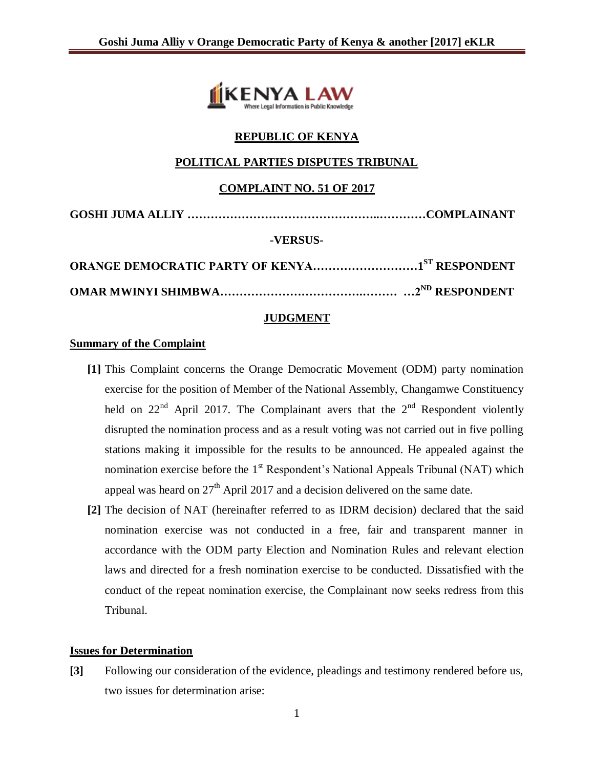**REPUBLIC OF KENYA**

**POLITICAL PARTIES DISPUTES TRIBUNAL**

**COMPLAINT NO. 51 OF 2017**

**GOSHI JUMA ALLIY ……………………………………..…………COMPLAINANT**

**-VERSUS-**

**ORANGE DEMOCRATIC PARTY OF KENYA………………………1ST RESPONDENT**

**OMAR MWINYI SHIMBWA……………………………….……… …2ND RESPONDENT**

**JUDGMENT**

**Summary of the Complaint**

**[1]** This Complaint concerns the Orange Democratic Movement (ODM) party nomination exercise for the position of Member of the National Assembly, Changamwe Constituency held on 22nd April 2017. The Complainant avers that the 2nd Respondent violently disrupted the nomination process and as a result voting was not carried out in five polling stations making it impossible for the results to be announced. He appealed against the nomination exercise before the 1st Respondent's National Appeals Tribunal (NAT) which appeal was heard on 27th April 2017 and a decision delivered on the same date.

**[2]** The decision of NAT (hereinafter referred to as IDRM decision) declared that the said nomination exercise was not conducted in a free, fair and transparent manner in accordance with the ODM party Election and Nomination Rules and relevant election laws and directed for a fresh nomination exercise to be conducted. Dissatisfied with the conduct of the repeat nomination exercise, the Complainant now seeks redress from this Tribunal.

**Issues for Determination**

**[3]** Following our consideration of the evidence, pleadings and testimony rendered before us, two issues for determination arise: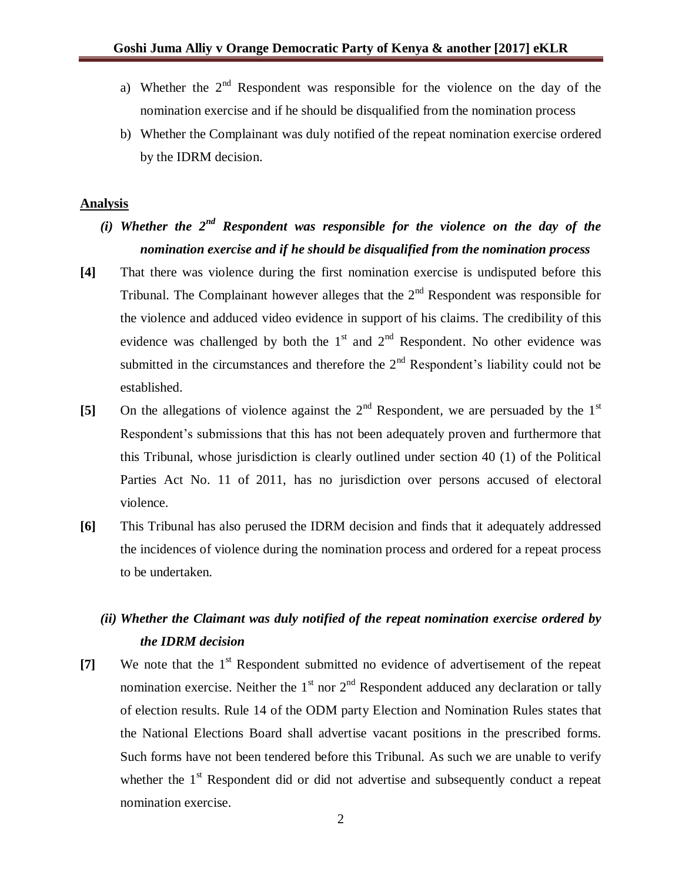a) Whether the 2nd Respondent was responsible for the violence on the day of the nomination exercise and if he should be disqualified from the nomination process

b) Whether the Complainant was duly notified of the repeat nomination exercise ordered by the IDRM decision.

**Analysis**

***(i) Whether the 2nd Respondent was responsible for the violence on the day of the nomination exercise and if he should be disqualified from the nomination process***

**[4]** That there was violence during the first nomination exercise is undisputed before this Tribunal. The Complainant however alleges that the 2nd Respondent was responsible for the violence and adduced video evidence in support of his claims. The credibility of this evidence was challenged by both the 1st and 2nd Respondent. No other evidence was submitted in the circumstances and therefore the 2nd Respondent's liability could not be established.

**[5]** On the allegations of violence against the 2nd Respondent, we are persuaded by the 1st Respondent's submissions that this has not been adequately proven and furthermore that this Tribunal, whose jurisdiction is clearly outlined under section 40 (1) of the Political Parties Act No. 11 of 2011, has no jurisdiction over persons accused of electoral violence.

**[6]** This Tribunal has also perused the IDRM decision and finds that it adequately addressed the incidences of violence during the nomination process and ordered for a repeat process to be undertaken.

***(ii) Whether the Claimant was duly notified of the repeat nomination exercise ordered by the IDRM decision***

**[7]** We note that the 1st Respondent submitted no evidence of advertisement of the repeat nomination exercise. Neither the 1st nor 2nd Respondent adduced any declaration or tally of election results. Rule 14 of the ODM party Election and Nomination Rules states that the National Elections Board shall advertise vacant positions in the prescribed forms. Such forms have not been tendered before this Tribunal. As such we are unable to verify whether the 1st Respondent did or did not advertise and subsequently conduct a repeat nomination exercise.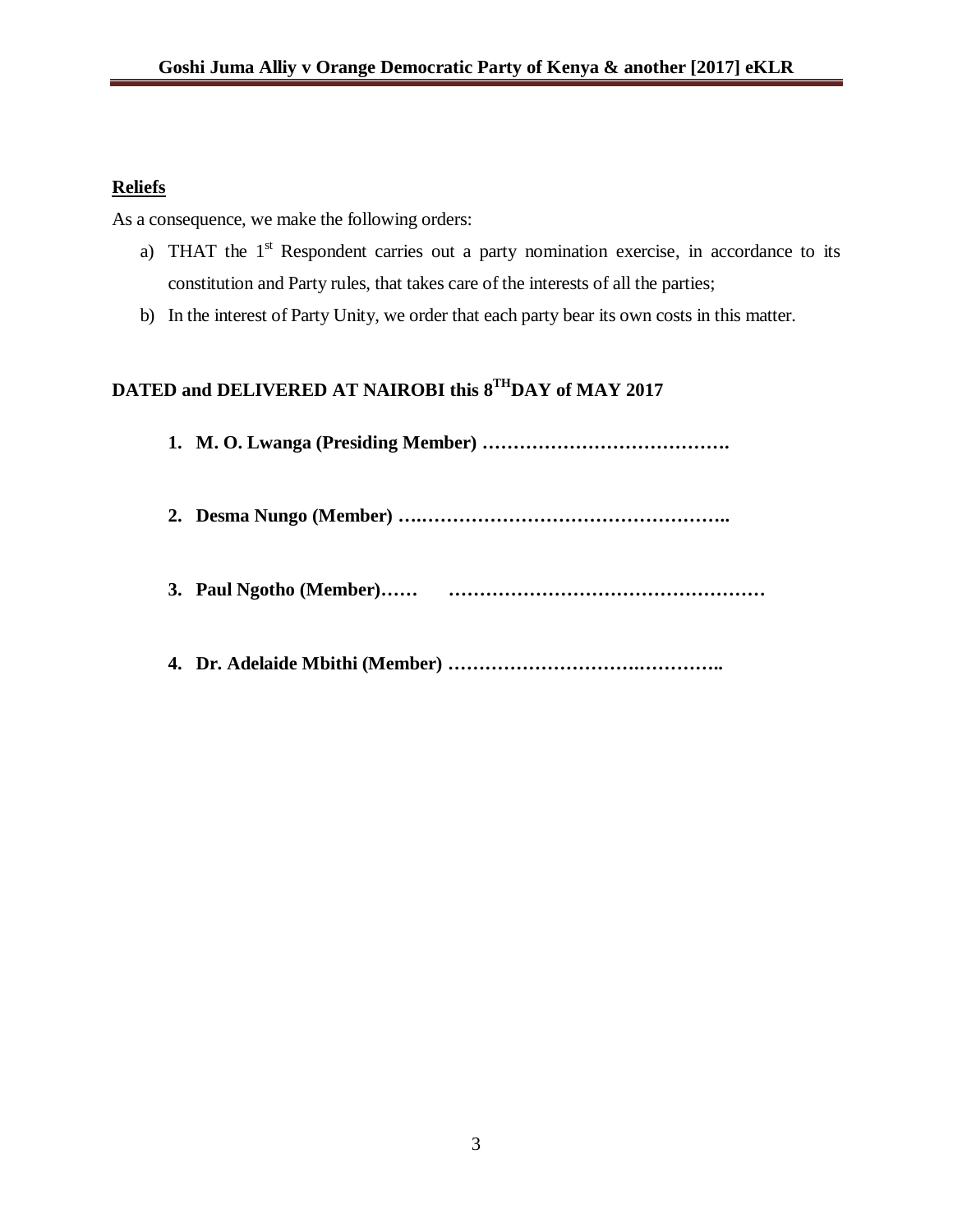**Reliefs**

As a consequence, we make the following orders:

a) THAT the 1st Respondent carries out a party nomination exercise, in accordance to its constitution and Party rules, that takes care of the interests of all the parties;

b) In the interest of Party Unity, we order that each party bear its own costs in this matter.

**DATED and DELIVERED AT NAIROBI this 8TH DAY of MAY 2017**

1. **M. O. Lwanga (Presiding Member) ………………………………….**

2. **Desma Nungo (Member) ….…………………………………………..**

3. **Paul Ngotho (Member)…… ……………………………………………**

4. **Dr. Adelaide Mbithi (Member) ……………………….…………..**